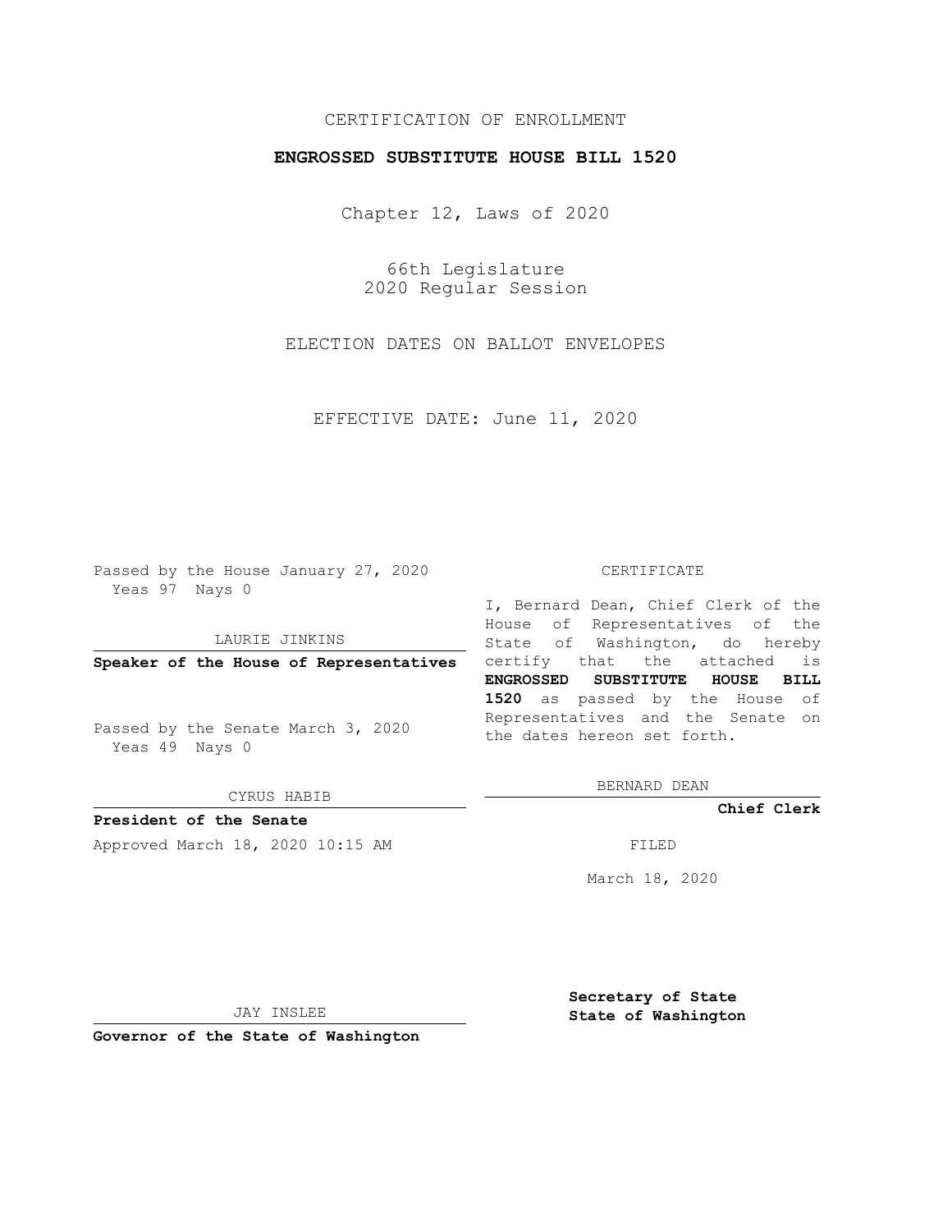CERTIFICATION OF ENROLLMENT

**ENGROSSED SUBSTITUTE HOUSE BILL 1520**

Chapter 12, Laws of 2020

66th Legislature
2020 Regular Session

ELECTION DATES ON BALLOT ENVELOPES

EFFECTIVE DATE: June 11, 2020

Passed by the House January 27, 2020
Yeas 97 Nays 0

LAURIE JINKINS

**Speaker of the House of Representatives**

Passed by the Senate March 3, 2020
Yeas 49 Nays 0

CYRUS HABIB

**President of the Senate**

Approved March 18, 2020 10:15 AM

JAY INSLEE

**Governor of the State of Washington**

CERTIFICATE

I, Bernard Dean, Chief Clerk of the House of Representatives of the State of Washington, do hereby certify that the attached is **ENGROSSED SUBSTITUTE HOUSE BILL 1520** as passed by the House of Representatives and the Senate on the dates hereon set forth.

BERNARD DEAN

**Chief Clerk**

FILED

March 18, 2020

**Secretary of State**
**State of Washington**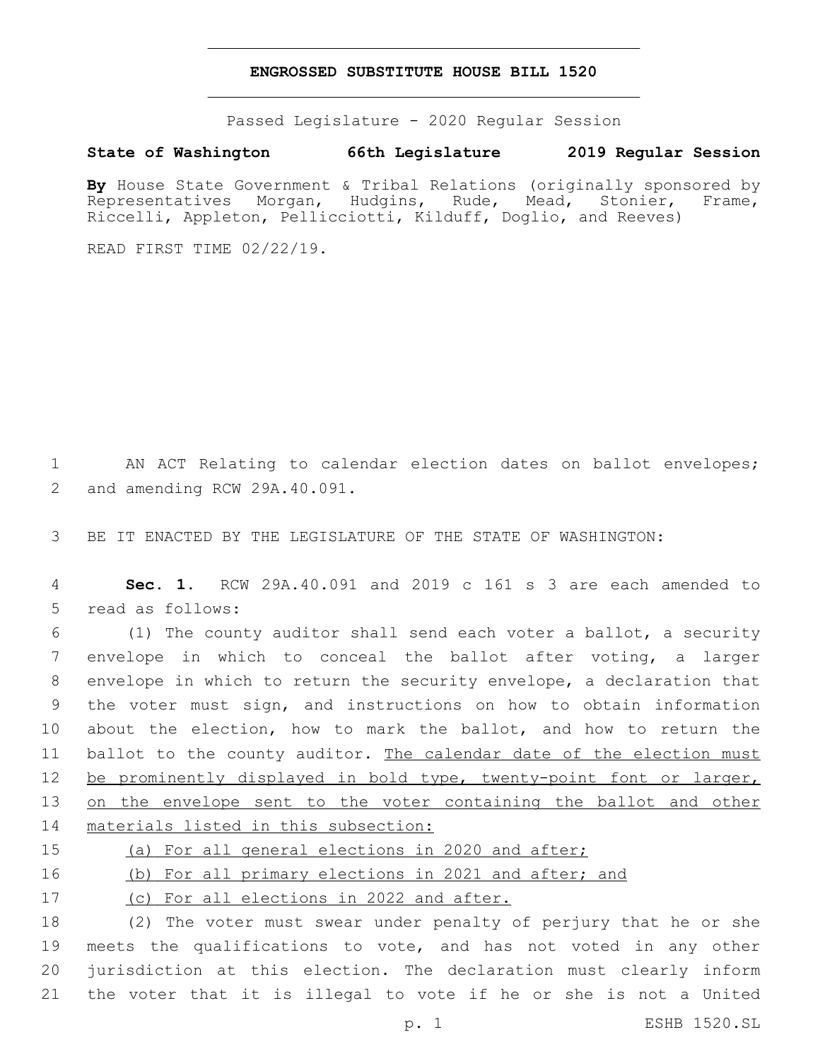# ENGROSSED SUBSTITUTE HOUSE BILL 1520

Passed Legislature - 2020 Regular Session

**State of Washington 66th Legislature 2019 Regular Session**

**By** House State Government & Tribal Relations (originally sponsored by Representatives Morgan, Hudgins, Rude, Mead, Stonier, Frame, Riccelli, Appleton, Pellicciotti, Kilduff, Doglio, and Reeves)

READ FIRST TIME 02/22/19.

1 AN ACT Relating to calendar election dates on ballot envelopes; 2 and amending RCW 29A.40.091.

3 BE IT ENACTED BY THE LEGISLATURE OF THE STATE OF WASHINGTON:

4 **Sec. 1.** RCW 29A.40.091 and 2019 c 161 s 3 are each amended to 5 read as follows:

6 (1) The county auditor shall send each voter a ballot, a security 7 envelope in which to conceal the ballot after voting, a larger 8 envelope in which to return the security envelope, a declaration that 9 the voter must sign, and instructions on how to obtain information 10 about the election, how to mark the ballot, and how to return the 11 ballot to the county auditor. <u>The calendar date of the election must 12 be prominently displayed in bold type, twenty-point font or larger, 13 on the envelope sent to the voter containing the ballot and other 14 materials listed in this subsection:</u>

15 <u>(a) For all general elections in 2020 and after;</u>

16 <u>(b) For all primary elections in 2021 and after; and</u>

17 <u>(c) For all elections in 2022 and after.</u>

18 (2) The voter must swear under penalty of perjury that he or she 19 meets the qualifications to vote, and has not voted in any other 20 jurisdiction at this election. The declaration must clearly inform 21 the voter that it is illegal to vote if he or she is not a United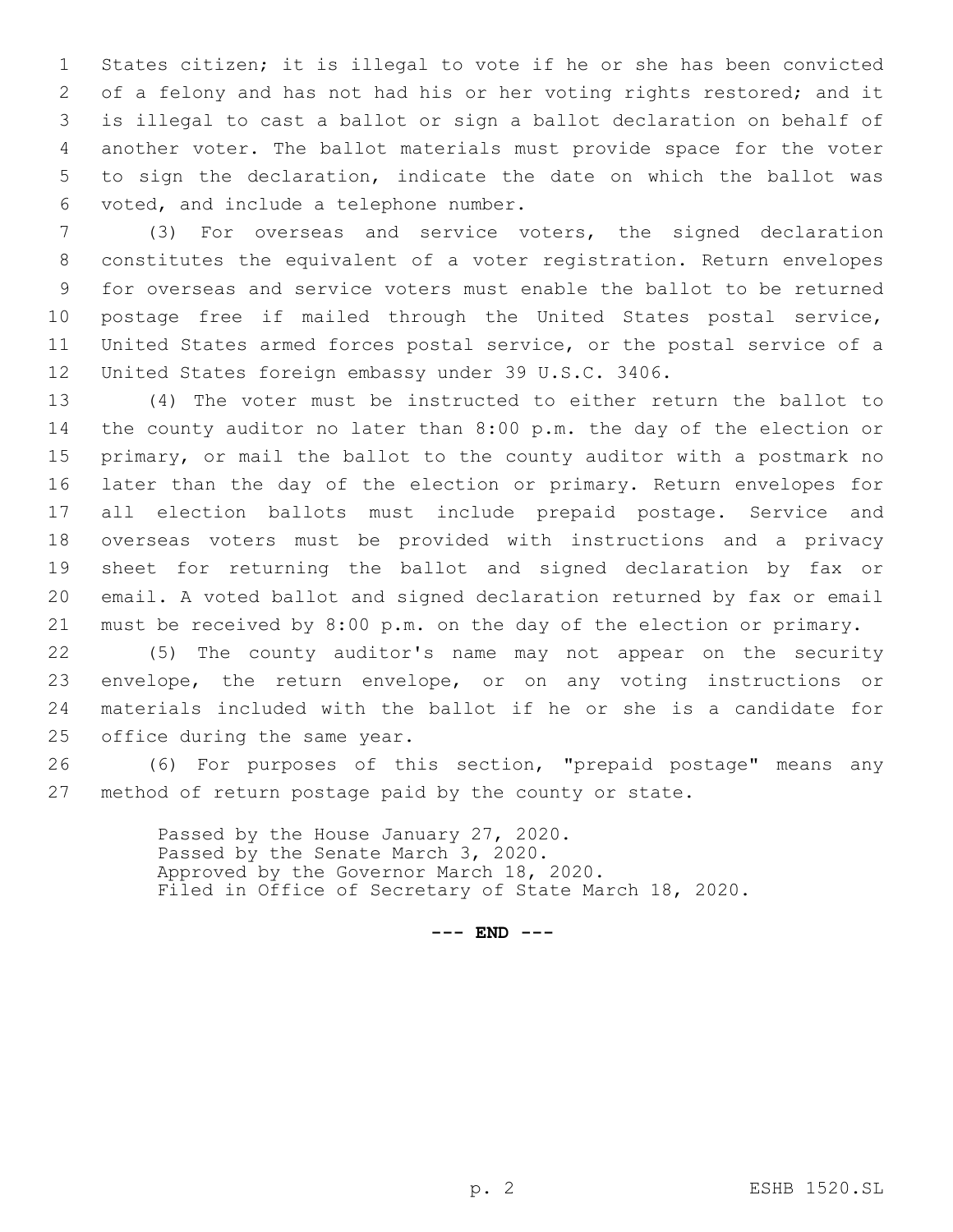States citizen; it is illegal to vote if he or she has been convicted of a felony and has not had his or her voting rights restored; and it is illegal to cast a ballot or sign a ballot declaration on behalf of another voter. The ballot materials must provide space for the voter to sign the declaration, indicate the date on which the ballot was voted, and include a telephone number.

(3) For overseas and service voters, the signed declaration constitutes the equivalent of a voter registration. Return envelopes for overseas and service voters must enable the ballot to be returned postage free if mailed through the United States postal service, United States armed forces postal service, or the postal service of a United States foreign embassy under 39 U.S.C. 3406.

(4) The voter must be instructed to either return the ballot to the county auditor no later than 8:00 p.m. the day of the election or primary, or mail the ballot to the county auditor with a postmark no later than the day of the election or primary. Return envelopes for all election ballots must include prepaid postage. Service and overseas voters must be provided with instructions and a privacy sheet for returning the ballot and signed declaration by fax or email. A voted ballot and signed declaration returned by fax or email must be received by 8:00 p.m. on the day of the election or primary.

(5) The county auditor's name may not appear on the security envelope, the return envelope, or on any voting instructions or materials included with the ballot if he or she is a candidate for office during the same year.

(6) For purposes of this section, "prepaid postage" means any method of return postage paid by the county or state.

Passed by the House January 27, 2020.
Passed by the Senate March 3, 2020.
Approved by the Governor March 18, 2020.
Filed in Office of Secretary of State March 18, 2020.

**--- END ---**